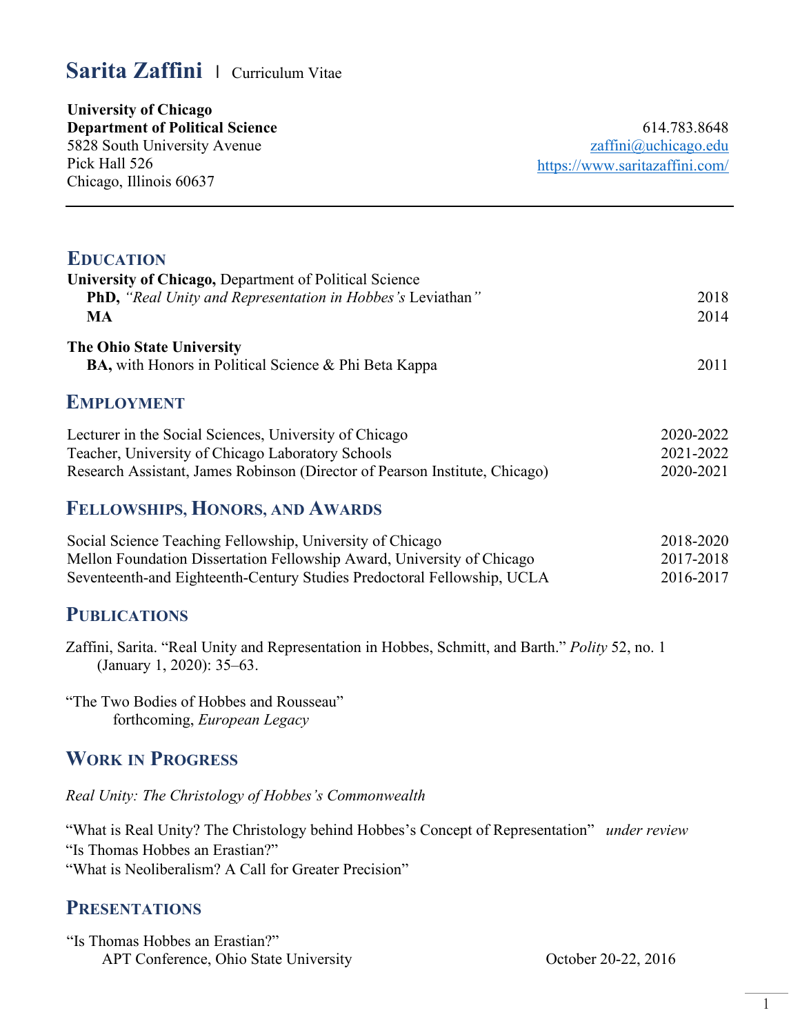# Sarita Zaffini | Curriculum Vitae

**University of Chicago**
**Department of Political Science**
5828 South University Avenue
Pick Hall 526
Chicago, Illinois 60637

614.783.8648
zaffini@uchicago.edu
https://www.saritazaffini.com/

---

## Education

**University of Chicago,** Department of Political Science
**PhD,** *"Real Unity and Representation in Hobbes's* Leviathan*"* — 2018
**MA** — 2014

**The Ohio State University**
**BA,** with Honors in Political Science & Phi Beta Kappa — 2011

## Employment

| | |
|---|---|
| Lecturer in the Social Sciences, University of Chicago | 2020-2022 |
| Teacher, University of Chicago Laboratory Schools | 2021-2022 |
| Research Assistant, James Robinson (Director of Pearson Institute, Chicago) | 2020-2021 |

## Fellowships, Honors, and Awards

| | |
|---|---|
| Social Science Teaching Fellowship, University of Chicago | 2018-2020 |
| Mellon Foundation Dissertation Fellowship Award, University of Chicago | 2017-2018 |
| Seventeenth-and Eighteenth-Century Studies Predoctoral Fellowship, UCLA | 2016-2017 |

## Publications

Zaffini, Sarita. "Real Unity and Representation in Hobbes, Schmitt, and Barth." *Polity* 52, no. 1 (January 1, 2020): 35–63.

"The Two Bodies of Hobbes and Rousseau"
forthcoming, *European Legacy*

## Work in Progress

*Real Unity: The Christology of Hobbes's Commonwealth*

"What is Real Unity? The Christology behind Hobbes's Concept of Representation" *under review*
"Is Thomas Hobbes an Erastian?"
"What is Neoliberalism? A Call for Greater Precision"

## Presentations

"Is Thomas Hobbes an Erastian?"
APT Conference, Ohio State University — October 20-22, 2016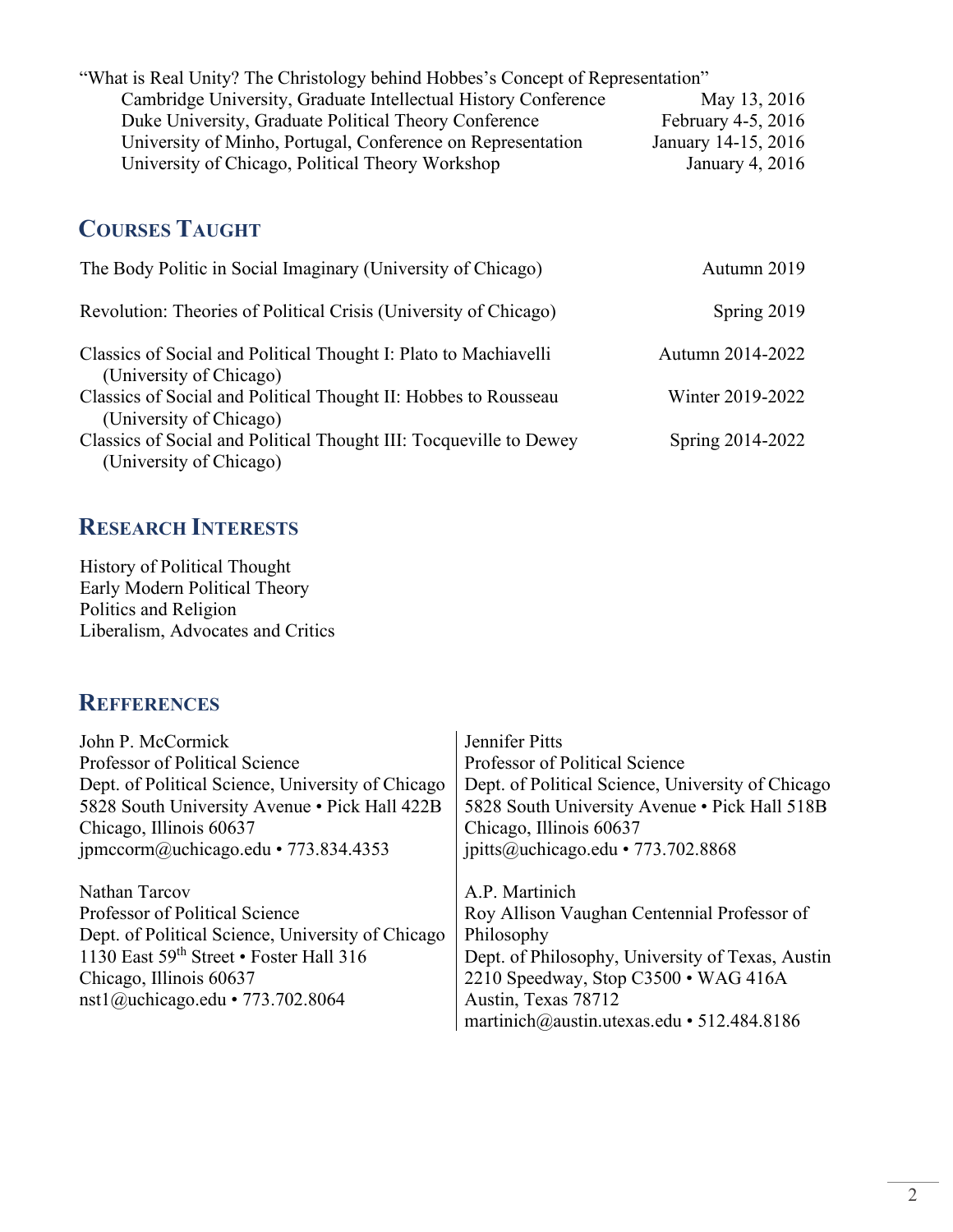"What is Real Unity? The Christology behind Hobbes's Concept of Representation"

| | |
|---|---|
| Cambridge University, Graduate Intellectual History Conference | May 13, 2016 |
| Duke University, Graduate Political Theory Conference | February 4-5, 2016 |
| University of Minho, Portugal, Conference on Representation | January 14-15, 2016 |
| University of Chicago, Political Theory Workshop | January 4, 2016 |

## Courses Taught

| | |
|---|---|
| The Body Politic in Social Imaginary (University of Chicago) | Autumn 2019 |
| Revolution: Theories of Political Crisis (University of Chicago) | Spring 2019 |
| Classics of Social and Political Thought I: Plato to Machiavelli (University of Chicago) | Autumn 2014-2022 |
| Classics of Social and Political Thought II: Hobbes to Rousseau (University of Chicago) | Winter 2019-2022 |
| Classics of Social and Political Thought III: Tocqueville to Dewey (University of Chicago) | Spring 2014-2022 |

## Research Interests

History of Political Thought
Early Modern Political Theory
Politics and Religion
Liberalism, Advocates and Critics

## Refferences

John P. McCormick
Professor of Political Science
Dept. of Political Science, University of Chicago
5828 South University Avenue • Pick Hall 422B
Chicago, Illinois 60637
jpmccorm@uchicago.edu • 773.834.4353

Jennifer Pitts
Professor of Political Science
Dept. of Political Science, University of Chicago
5828 South University Avenue • Pick Hall 518B
Chicago, Illinois 60637
jpitts@uchicago.edu • 773.702.8868

Nathan Tarcov
Professor of Political Science
Dept. of Political Science, University of Chicago
1130 East 59th Street • Foster Hall 316
Chicago, Illinois 60637
nst1@uchicago.edu • 773.702.8064

A.P. Martinich
Roy Allison Vaughan Centennial Professor of Philosophy
Dept. of Philosophy, University of Texas, Austin
2210 Speedway, Stop C3500 • WAG 416A
Austin, Texas 78712
martinich@austin.utexas.edu • 512.484.8186